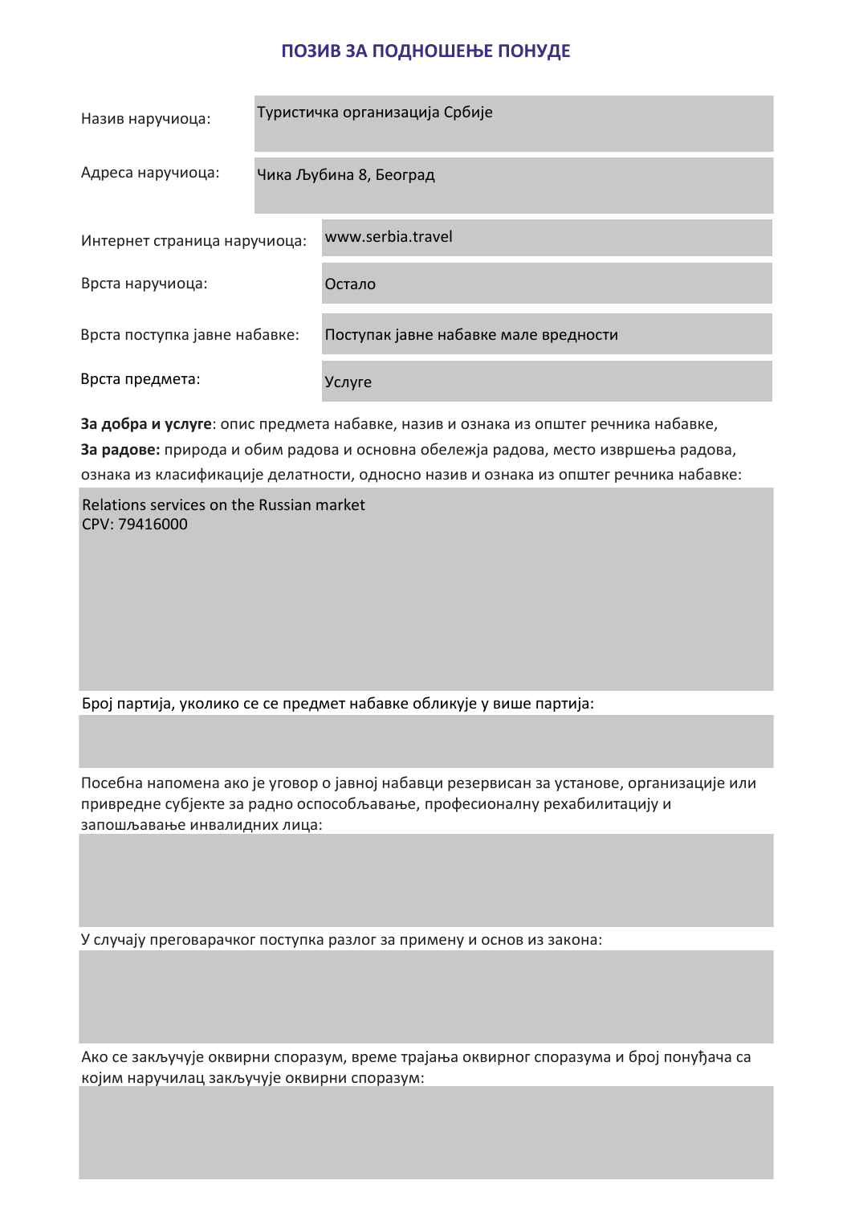# ПОЗИВ ЗА ПОДНОШЕЊЕ ПОНУДЕ

| | |
|---|---|
| Назив наручиоца: | Туристичка организација Србије |
| Адреса наручиоца: | Чика Љубина 8, Београд |
| Интернет страница наручиоца: | www.serbia.travel |
| Врста наручиоца: | Остало |
| Врста поступка јавне набавке: | Поступак јавне набавке мале вредности |
| Врста предмета: | Услуге |

**За добра и услуге**: опис предмета набавке, назив и ознака из општег речника набавке,
**За радове:** природа и обим радова и основна обележја радова, место извршења радова, ознака из класификације делатности, односно назив и ознака из општег речника набавке:

Relations services on the Russian market
CPV: 79416000

Број партија, уколико се се предмет набавке обликује у више партија:

Посебна напомена ако је уговор о јавној набавци резервисан за установе, организације или привредне субјекте за радно оспособљавање, професионалну рехабилитацију и запошљавање инвалидних лица:

У случају преговарачког поступка разлог за примену и основ из закона:

Ако се закључује оквирни споразум, време трајања оквирног споразума и број понуђача са којим наручилац закључује оквирни споразум: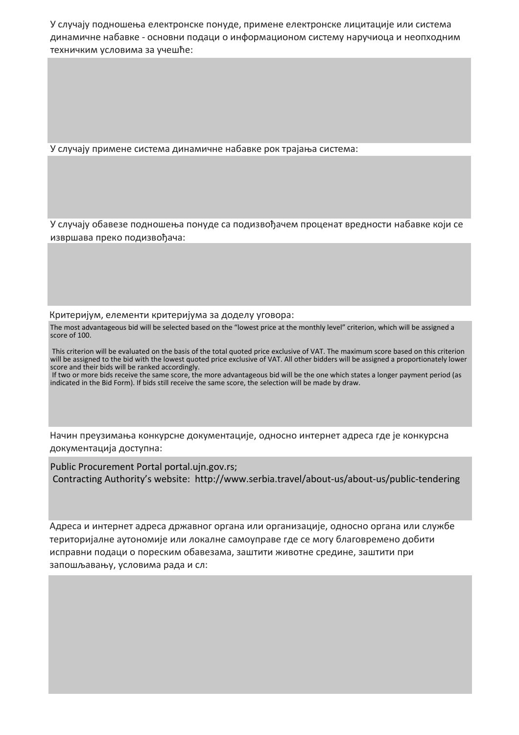У случају подношења електронске понуде, примене електронске лицитације или система динамичне набавке - основни подаци о информационом систему наручиоца и неопходним техничким условима за учешће:

У случају примене система динамичне набавке рок трајања система:

У случају обавезе подношења понуде са подизвођачем проценат вредности набавке који се извршава преко подизвођача:

Критеријум, елементи критеријума за доделу уговора:

The most advantageous bid will be selected based on the "lowest price at the monthly level" criterion, which will be assigned a score of 100.

This criterion will be evaluated on the basis of the total quoted price exclusive of VAT. The maximum score based on this criterion will be assigned to the bid with the lowest quoted price exclusive of VAT. All other bidders will be assigned a proportionately lower score and their bids will be ranked accordingly.
If two or more bids receive the same score, the more advantageous bid will be the one which states a longer payment period (as indicated in the Bid Form). If bids still receive the same score, the selection will be made by draw.

Начин преузимања конкурсне документације, односно интернет адреса где је конкурсна документација доступна:

Public Procurement Portal portal.ujn.gov.rs;
Contracting Authority's website: http://www.serbia.travel/about-us/about-us/public-tendering

Адреса и интернет адреса државног органа или организације, односно органа или службе територијалне аутономије или локалне самоуправе где се могу благовремено добити исправни подаци о пореским обавезама, заштити животне средине, заштити при запошљавању, условима рада и сл: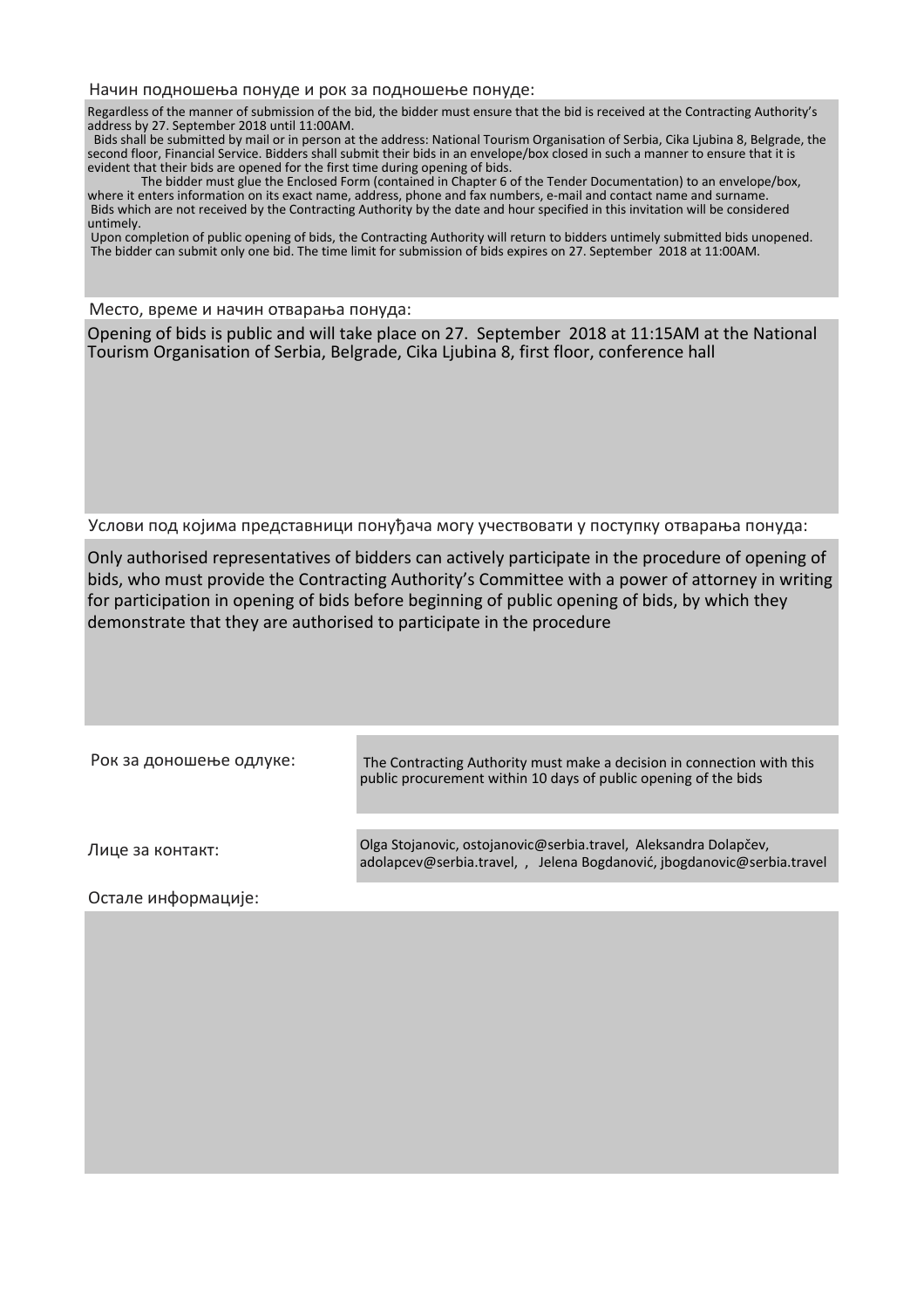Начин подношења понуде и рок за подношење понуде:

Regardless of the manner of submission of the bid, the bidder must ensure that the bid is received at the Contracting Authority's address by 27. September 2018 until 11:00AM.
Bids shall be submitted by mail or in person at the address: National Tourism Organisation of Serbia, Cika Ljubina 8, Belgrade, the second floor, Financial Service. Bidders shall submit their bids in an envelope/box closed in such a manner to ensure that it is evident that their bids are opened for the first time during opening of bids.
The bidder must glue the Enclosed Form (contained in Chapter 6 of the Tender Documentation) to an envelope/box, where it enters information on its exact name, address, phone and fax numbers, e-mail and contact name and surname.
Bids which are not received by the Contracting Authority by the date and hour specified in this invitation will be considered untimely.
Upon completion of public opening of bids, the Contracting Authority will return to bidders untimely submitted bids unopened.
The bidder can submit only one bid. The time limit for submission of bids expires on 27. September 2018 at 11:00AM.

Место, време и начин отварања понуда:

Opening of bids is public and will take place on 27. September 2018 at 11:15AM at the National Tourism Organisation of Serbia, Belgrade, Cika Ljubina 8, first floor, conference hall

Услови под којима представници понуђача могу учествовати у поступку отварања понуда:

Only authorised representatives of bidders can actively participate in the procedure of opening of bids, who must provide the Contracting Authority's Committee with a power of attorney in writing for participation in opening of bids before beginning of public opening of bids, by which they demonstrate that they are authorised to participate in the procedure

| | |
|---|---|
| Рок за доношење одлуке: | The Contracting Authority must make a decision in connection with this public procurement within 10 days of public opening of the bids |
| Лице за контакт: | Olga Stojanovic, ostojanovic@serbia.travel, Aleksandra Dolapčev, adolapcev@serbia.travel, , Jelena Bogdanović, jbogdanovic@serbia.travel |

Остале информације: